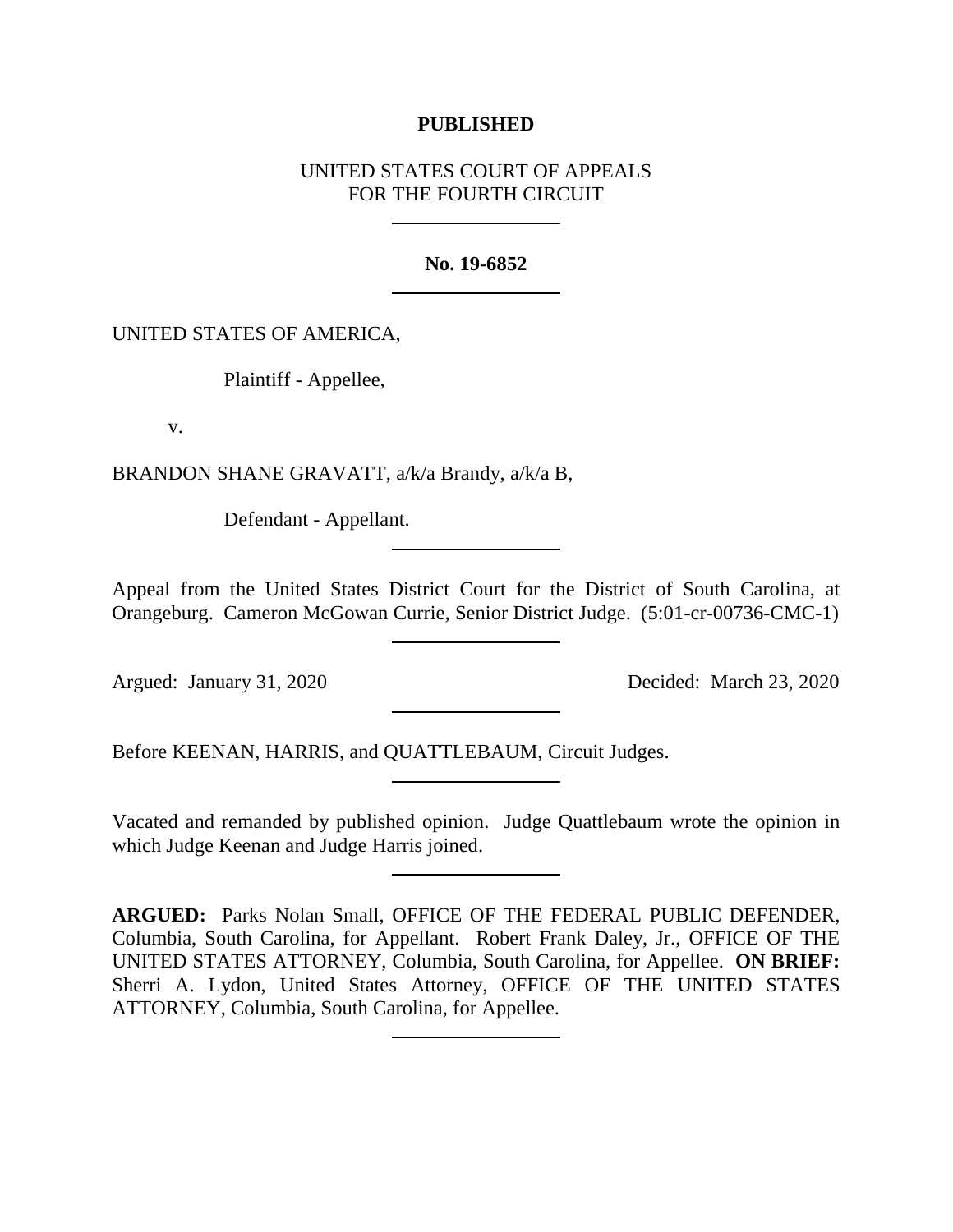**PUBLISHED**

UNITED STATES COURT OF APPEALS
FOR THE FOURTH CIRCUIT

---

**No. 19-6852**

---

UNITED STATES OF AMERICA,

Plaintiff - Appellee,

v.

BRANDON SHANE GRAVATT, a/k/a Brandy, a/k/a B,

Defendant - Appellant.

---

Appeal from the United States District Court for the District of South Carolina, at Orangeburg. Cameron McGowan Currie, Senior District Judge. (5:01-cr-00736-CMC-1)

---

Argued: January 31, 2020 Decided: March 23, 2020

---

Before KEENAN, HARRIS, and QUATTLEBAUM, Circuit Judges.

---

Vacated and remanded by published opinion. Judge Quattlebaum wrote the opinion in which Judge Keenan and Judge Harris joined.

---

**ARGUED:** Parks Nolan Small, OFFICE OF THE FEDERAL PUBLIC DEFENDER, Columbia, South Carolina, for Appellant. Robert Frank Daley, Jr., OFFICE OF THE UNITED STATES ATTORNEY, Columbia, South Carolina, for Appellee. **ON BRIEF:** Sherri A. Lydon, United States Attorney, OFFICE OF THE UNITED STATES ATTORNEY, Columbia, South Carolina, for Appellee.

---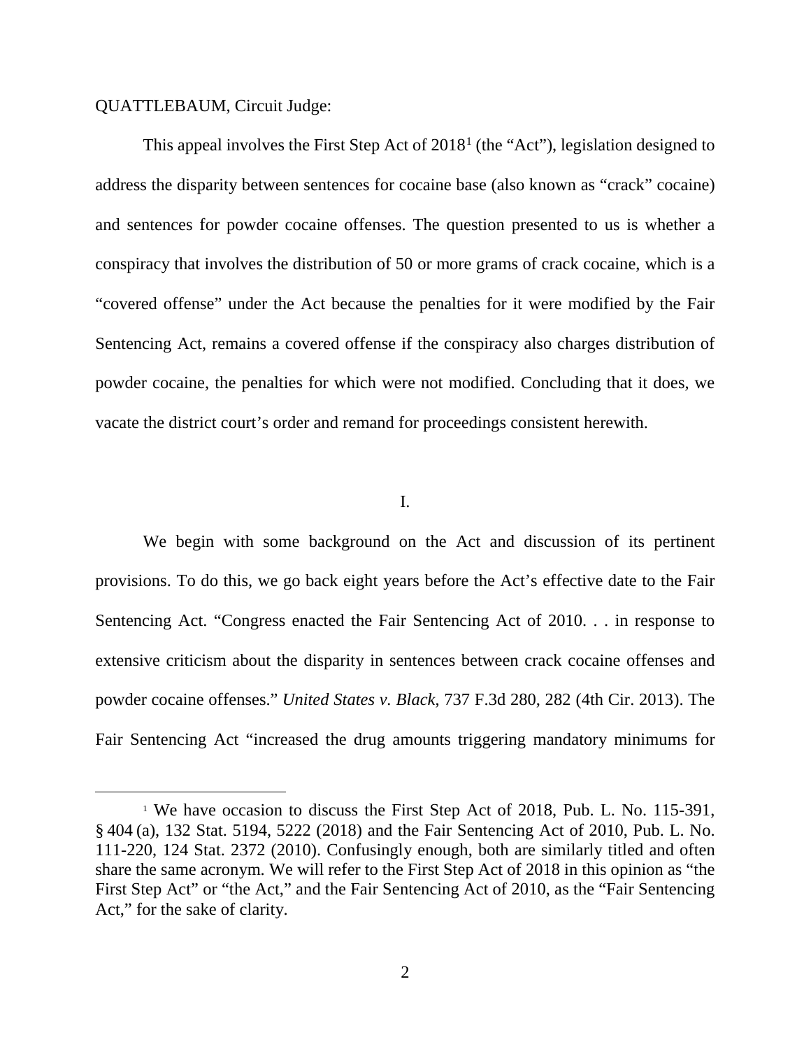QUATTLEBAUM, Circuit Judge:

This appeal involves the First Step Act of 2018[1] (the "Act"), legislation designed to address the disparity between sentences for cocaine base (also known as "crack" cocaine) and sentences for powder cocaine offenses. The question presented to us is whether a conspiracy that involves the distribution of 50 or more grams of crack cocaine, which is a "covered offense" under the Act because the penalties for it were modified by the Fair Sentencing Act, remains a covered offense if the conspiracy also charges distribution of powder cocaine, the penalties for which were not modified. Concluding that it does, we vacate the district court's order and remand for proceedings consistent herewith.

## I.

We begin with some background on the Act and discussion of its pertinent provisions. To do this, we go back eight years before the Act's effective date to the Fair Sentencing Act. "Congress enacted the Fair Sentencing Act of 2010. . . in response to extensive criticism about the disparity in sentences between crack cocaine offenses and powder cocaine offenses." *United States v. Black*, 737 F.3d 280, 282 (4th Cir. 2013). The Fair Sentencing Act "increased the drug amounts triggering mandatory minimums for

---

[1] We have occasion to discuss the First Step Act of 2018, Pub. L. No. 115-391, § 404 (a), 132 Stat. 5194, 5222 (2018) and the Fair Sentencing Act of 2010, Pub. L. No. 111-220, 124 Stat. 2372 (2010). Confusingly enough, both are similarly titled and often share the same acronym. We will refer to the First Step Act of 2018 in this opinion as "the First Step Act" or "the Act," and the Fair Sentencing Act of 2010, as the "Fair Sentencing Act," for the sake of clarity.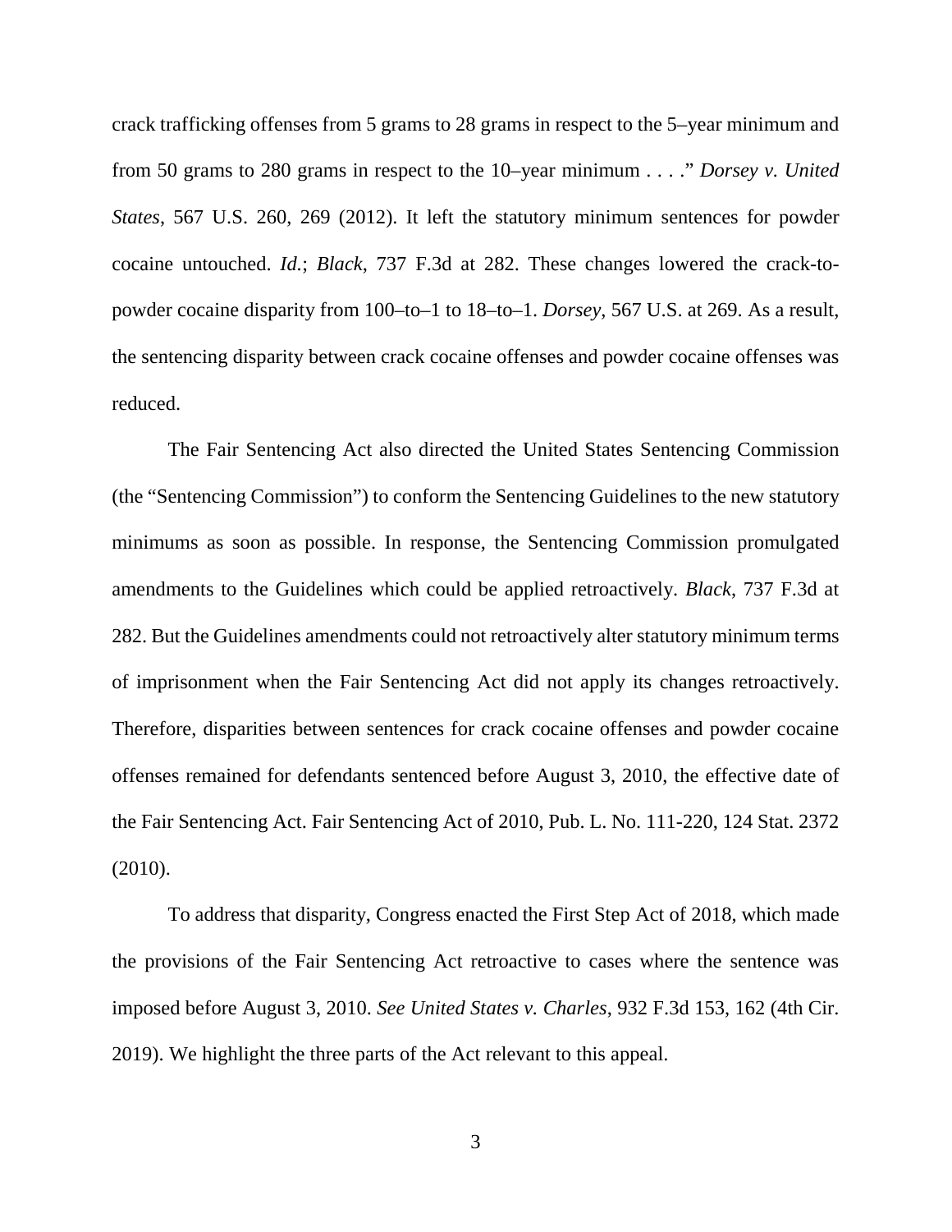crack trafficking offenses from 5 grams to 28 grams in respect to the 5–year minimum and from 50 grams to 280 grams in respect to the 10–year minimum . . . ." *Dorsey v. United States*, 567 U.S. 260, 269 (2012). It left the statutory minimum sentences for powder cocaine untouched. *Id.*; *Black*, 737 F.3d at 282. These changes lowered the crack-to-powder cocaine disparity from 100–to–1 to 18–to–1. *Dorsey*, 567 U.S. at 269. As a result, the sentencing disparity between crack cocaine offenses and powder cocaine offenses was reduced.

The Fair Sentencing Act also directed the United States Sentencing Commission (the "Sentencing Commission") to conform the Sentencing Guidelines to the new statutory minimums as soon as possible. In response, the Sentencing Commission promulgated amendments to the Guidelines which could be applied retroactively. *Black*, 737 F.3d at 282. But the Guidelines amendments could not retroactively alter statutory minimum terms of imprisonment when the Fair Sentencing Act did not apply its changes retroactively. Therefore, disparities between sentences for crack cocaine offenses and powder cocaine offenses remained for defendants sentenced before August 3, 2010, the effective date of the Fair Sentencing Act. Fair Sentencing Act of 2010, Pub. L. No. 111-220, 124 Stat. 2372 (2010).

To address that disparity, Congress enacted the First Step Act of 2018, which made the provisions of the Fair Sentencing Act retroactive to cases where the sentence was imposed before August 3, 2010. *See United States v. Charles*, 932 F.3d 153, 162 (4th Cir. 2019). We highlight the three parts of the Act relevant to this appeal.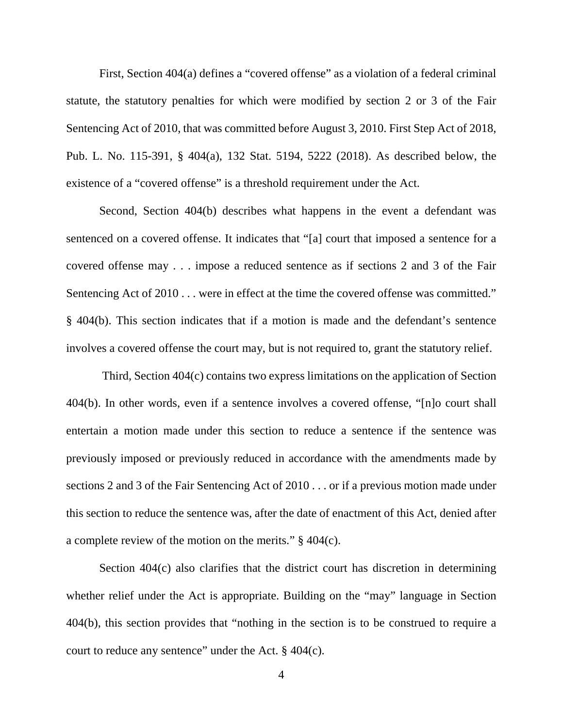First, Section 404(a) defines a "covered offense" as a violation of a federal criminal statute, the statutory penalties for which were modified by section 2 or 3 of the Fair Sentencing Act of 2010, that was committed before August 3, 2010. First Step Act of 2018, Pub. L. No. 115-391, § 404(a), 132 Stat. 5194, 5222 (2018). As described below, the existence of a "covered offense" is a threshold requirement under the Act.

Second, Section 404(b) describes what happens in the event a defendant was sentenced on a covered offense. It indicates that "[a] court that imposed a sentence for a covered offense may . . . impose a reduced sentence as if sections 2 and 3 of the Fair Sentencing Act of 2010 . . . were in effect at the time the covered offense was committed." § 404(b). This section indicates that if a motion is made and the defendant's sentence involves a covered offense the court may, but is not required to, grant the statutory relief.

Third, Section 404(c) contains two express limitations on the application of Section 404(b). In other words, even if a sentence involves a covered offense, "[n]o court shall entertain a motion made under this section to reduce a sentence if the sentence was previously imposed or previously reduced in accordance with the amendments made by sections 2 and 3 of the Fair Sentencing Act of 2010 . . . or if a previous motion made under this section to reduce the sentence was, after the date of enactment of this Act, denied after a complete review of the motion on the merits." § 404(c).

Section 404(c) also clarifies that the district court has discretion in determining whether relief under the Act is appropriate. Building on the "may" language in Section 404(b), this section provides that "nothing in the section is to be construed to require a court to reduce any sentence" under the Act. § 404(c).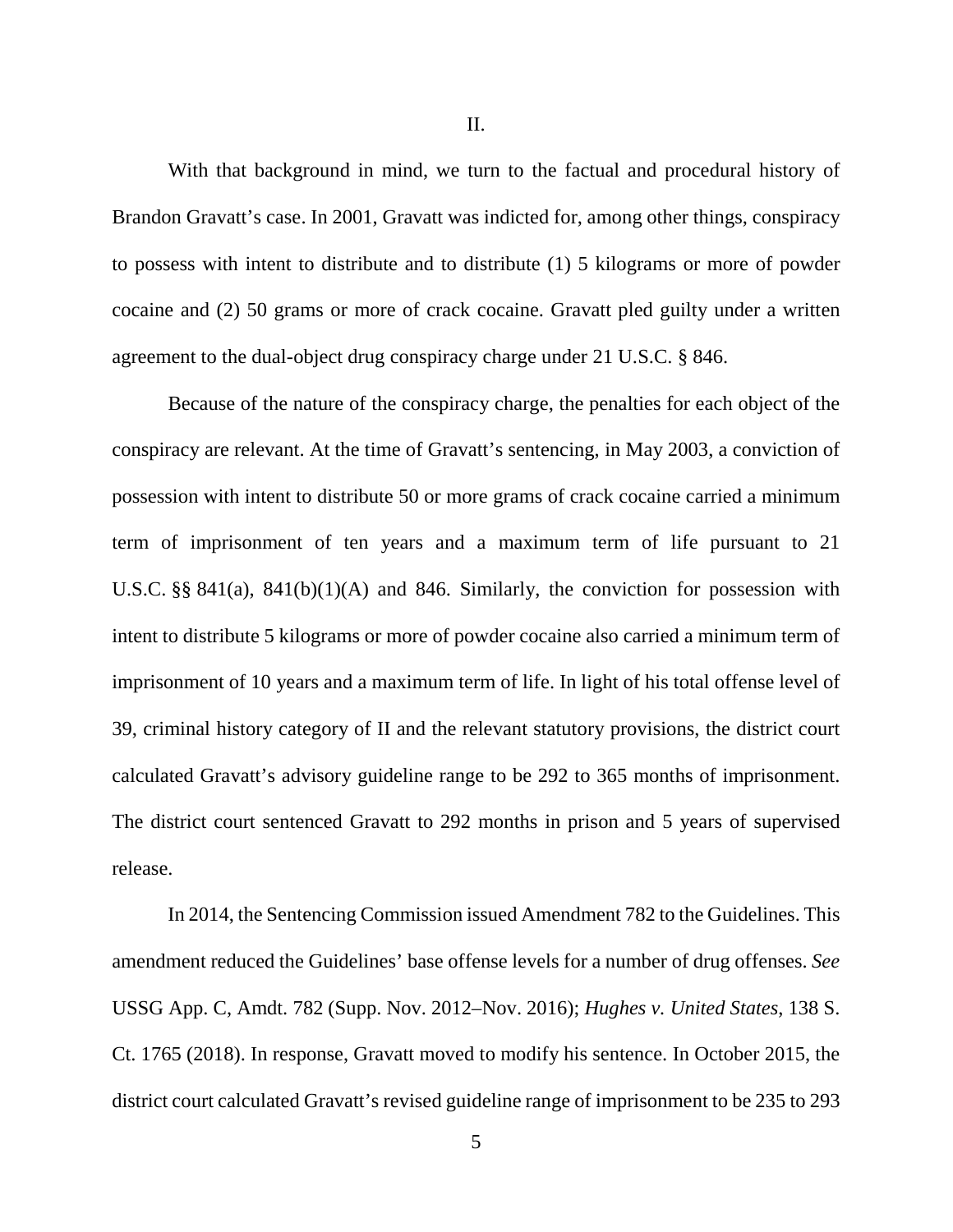## II.

With that background in mind, we turn to the factual and procedural history of Brandon Gravatt's case. In 2001, Gravatt was indicted for, among other things, conspiracy to possess with intent to distribute and to distribute (1) 5 kilograms or more of powder cocaine and (2) 50 grams or more of crack cocaine. Gravatt pled guilty under a written agreement to the dual-object drug conspiracy charge under 21 U.S.C. § 846.

Because of the nature of the conspiracy charge, the penalties for each object of the conspiracy are relevant. At the time of Gravatt's sentencing, in May 2003, a conviction of possession with intent to distribute 50 or more grams of crack cocaine carried a minimum term of imprisonment of ten years and a maximum term of life pursuant to 21 U.S.C. §§ 841(a), 841(b)(1)(A) and 846. Similarly, the conviction for possession with intent to distribute 5 kilograms or more of powder cocaine also carried a minimum term of imprisonment of 10 years and a maximum term of life. In light of his total offense level of 39, criminal history category of II and the relevant statutory provisions, the district court calculated Gravatt's advisory guideline range to be 292 to 365 months of imprisonment. The district court sentenced Gravatt to 292 months in prison and 5 years of supervised release.

In 2014, the Sentencing Commission issued Amendment 782 to the Guidelines. This amendment reduced the Guidelines' base offense levels for a number of drug offenses. *See* USSG App. C, Amdt. 782 (Supp. Nov. 2012–Nov. 2016); *Hughes v. United States*, 138 S. Ct. 1765 (2018). In response, Gravatt moved to modify his sentence. In October 2015, the district court calculated Gravatt's revised guideline range of imprisonment to be 235 to 293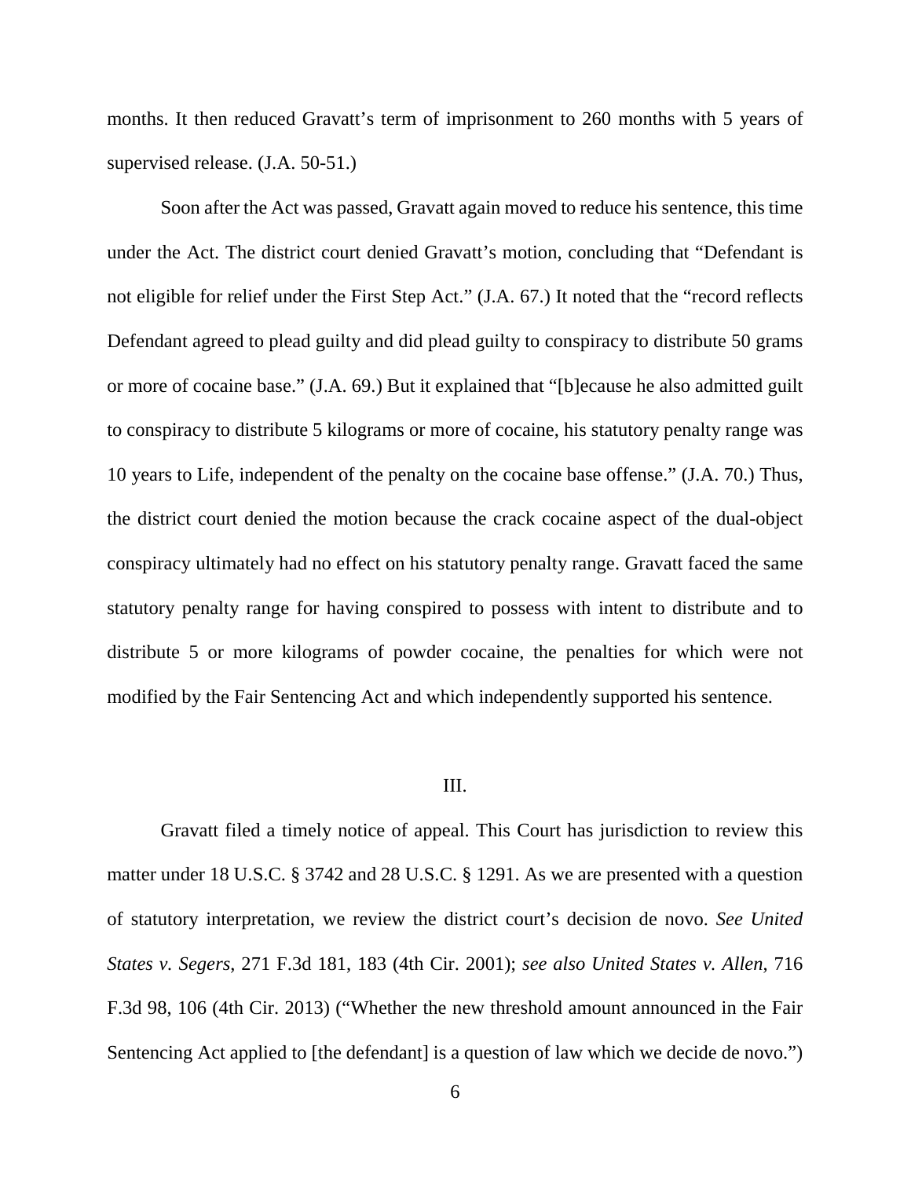months. It then reduced Gravatt's term of imprisonment to 260 months with 5 years of supervised release. (J.A. 50-51.)

Soon after the Act was passed, Gravatt again moved to reduce his sentence, this time under the Act. The district court denied Gravatt's motion, concluding that "Defendant is not eligible for relief under the First Step Act." (J.A. 67.) It noted that the "record reflects Defendant agreed to plead guilty and did plead guilty to conspiracy to distribute 50 grams or more of cocaine base." (J.A. 69.) But it explained that "[b]ecause he also admitted guilt to conspiracy to distribute 5 kilograms or more of cocaine, his statutory penalty range was 10 years to Life, independent of the penalty on the cocaine base offense." (J.A. 70.) Thus, the district court denied the motion because the crack cocaine aspect of the dual-object conspiracy ultimately had no effect on his statutory penalty range. Gravatt faced the same statutory penalty range for having conspired to possess with intent to distribute and to distribute 5 or more kilograms of powder cocaine, the penalties for which were not modified by the Fair Sentencing Act and which independently supported his sentence.

## III.

Gravatt filed a timely notice of appeal. This Court has jurisdiction to review this matter under 18 U.S.C. § 3742 and 28 U.S.C. § 1291. As we are presented with a question of statutory interpretation, we review the district court's decision de novo. *See United States v. Segers*, 271 F.3d 181, 183 (4th Cir. 2001); *see also United States v. Allen*, 716 F.3d 98, 106 (4th Cir. 2013) ("Whether the new threshold amount announced in the Fair Sentencing Act applied to [the defendant] is a question of law which we decide de novo.")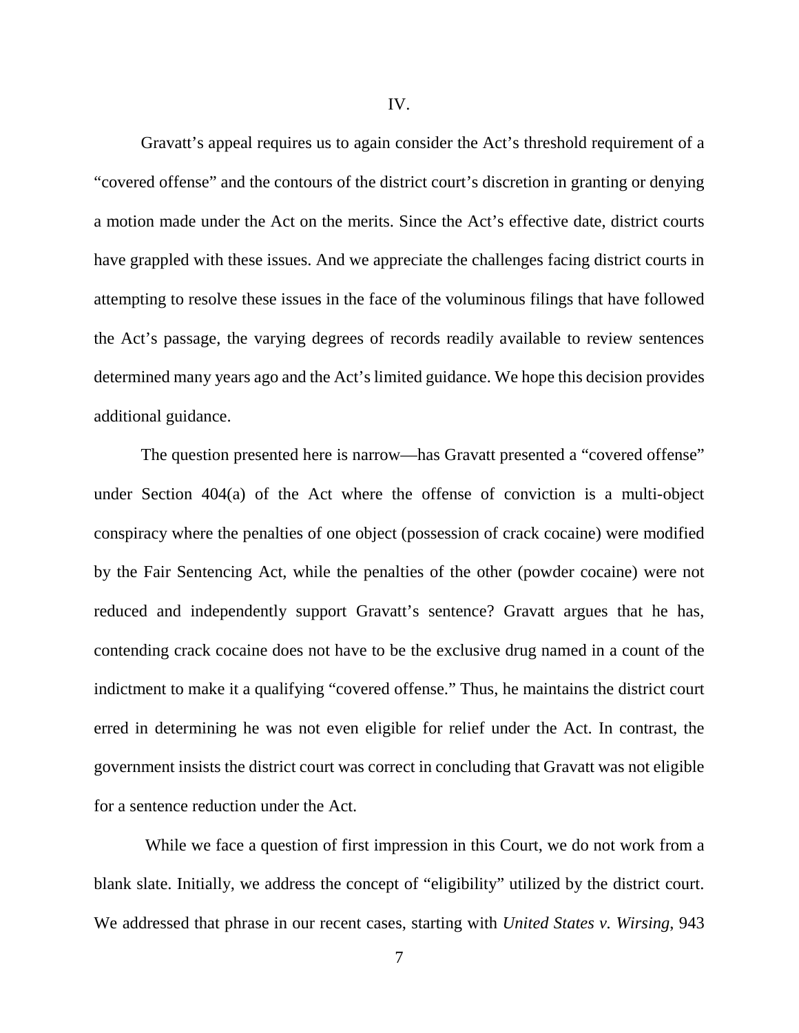## IV.

Gravatt's appeal requires us to again consider the Act's threshold requirement of a "covered offense" and the contours of the district court's discretion in granting or denying a motion made under the Act on the merits. Since the Act's effective date, district courts have grappled with these issues. And we appreciate the challenges facing district courts in attempting to resolve these issues in the face of the voluminous filings that have followed the Act's passage, the varying degrees of records readily available to review sentences determined many years ago and the Act's limited guidance. We hope this decision provides additional guidance.

The question presented here is narrow—has Gravatt presented a "covered offense" under Section 404(a) of the Act where the offense of conviction is a multi-object conspiracy where the penalties of one object (possession of crack cocaine) were modified by the Fair Sentencing Act, while the penalties of the other (powder cocaine) were not reduced and independently support Gravatt's sentence? Gravatt argues that he has, contending crack cocaine does not have to be the exclusive drug named in a count of the indictment to make it a qualifying "covered offense." Thus, he maintains the district court erred in determining he was not even eligible for relief under the Act. In contrast, the government insists the district court was correct in concluding that Gravatt was not eligible for a sentence reduction under the Act.

While we face a question of first impression in this Court, we do not work from a blank slate. Initially, we address the concept of "eligibility" utilized by the district court. We addressed that phrase in our recent cases, starting with *United States v. Wirsing*, 943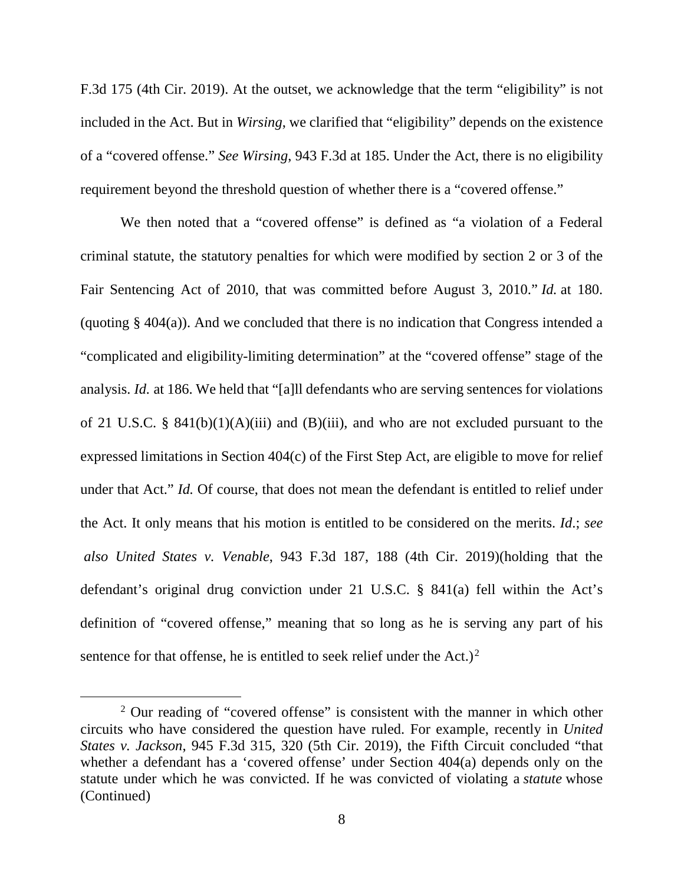F.3d 175 (4th Cir. 2019). At the outset, we acknowledge that the term "eligibility" is not included in the Act. But in *Wirsing*, we clarified that "eligibility" depends on the existence of a "covered offense." *See Wirsing*, 943 F.3d at 185. Under the Act, there is no eligibility requirement beyond the threshold question of whether there is a "covered offense."

We then noted that a "covered offense" is defined as "a violation of a Federal criminal statute, the statutory penalties for which were modified by section 2 or 3 of the Fair Sentencing Act of 2010, that was committed before August 3, 2010." *Id.* at 180. (quoting § 404(a)). And we concluded that there is no indication that Congress intended a "complicated and eligibility-limiting determination" at the "covered offense" stage of the analysis. *Id.* at 186. We held that "[a]ll defendants who are serving sentences for violations of 21 U.S.C. § 841(b)(1)(A)(iii) and (B)(iii), and who are not excluded pursuant to the expressed limitations in Section 404(c) of the First Step Act, are eligible to move for relief under that Act." *Id.* Of course, that does not mean the defendant is entitled to relief under the Act. It only means that his motion is entitled to be considered on the merits. *Id*.; *see also United States v. Venable*, 943 F.3d 187, 188 (4th Cir. 2019)(holding that the defendant's original drug conviction under 21 U.S.C. § 841(a) fell within the Act's definition of "covered offense," meaning that so long as he is serving any part of his sentence for that offense, he is entitled to seek relief under the Act.)[2]

[2] Our reading of "covered offense" is consistent with the manner in which other circuits who have considered the question have ruled. For example, recently in *United States v. Jackson*, 945 F.3d 315, 320 (5th Cir. 2019), the Fifth Circuit concluded "that whether a defendant has a 'covered offense' under Section 404(a) depends only on the statute under which he was convicted. If he was convicted of violating a *statute* whose (Continued)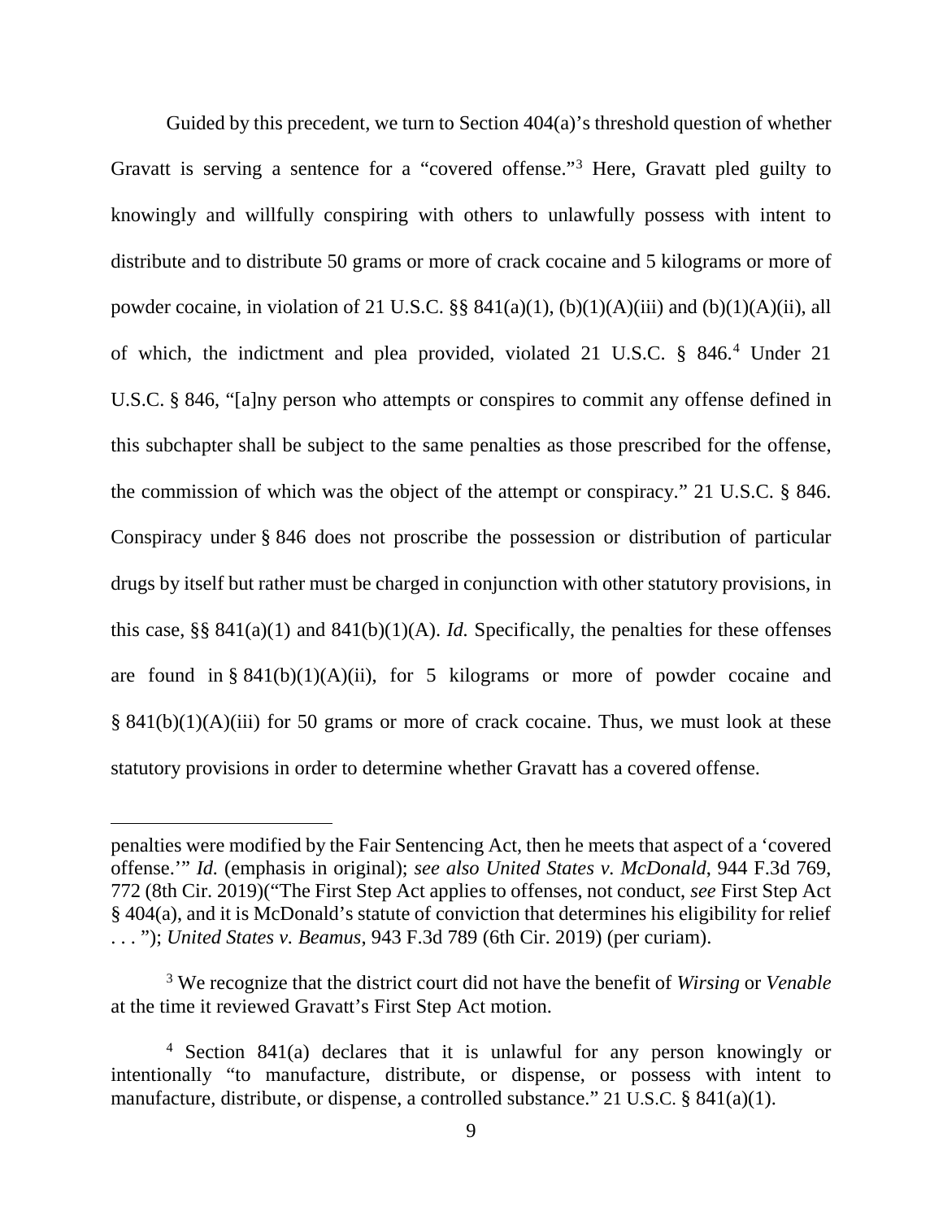Guided by this precedent, we turn to Section 404(a)'s threshold question of whether Gravatt is serving a sentence for a "covered offense."[3] Here, Gravatt pled guilty to knowingly and willfully conspiring with others to unlawfully possess with intent to distribute and to distribute 50 grams or more of crack cocaine and 5 kilograms or more of powder cocaine, in violation of 21 U.S.C. §§ 841(a)(1), (b)(1)(A)(iii) and (b)(1)(A)(ii), all of which, the indictment and plea provided, violated 21 U.S.C. § 846.[4] Under 21 U.S.C. § 846, "[a]ny person who attempts or conspires to commit any offense defined in this subchapter shall be subject to the same penalties as those prescribed for the offense, the commission of which was the object of the attempt or conspiracy." 21 U.S.C. § 846. Conspiracy under § 846 does not proscribe the possession or distribution of particular drugs by itself but rather must be charged in conjunction with other statutory provisions, in this case, §§ 841(a)(1) and 841(b)(1)(A). *Id.* Specifically, the penalties for these offenses are found in § 841(b)(1)(A)(ii), for 5 kilograms or more of powder cocaine and § 841(b)(1)(A)(iii) for 50 grams or more of crack cocaine. Thus, we must look at these statutory provisions in order to determine whether Gravatt has a covered offense.

---

penalties were modified by the Fair Sentencing Act, then he meets that aspect of a 'covered offense.'" *Id.* (emphasis in original); *see also United States v. McDonald*, 944 F.3d 769, 772 (8th Cir. 2019)("The First Step Act applies to offenses, not conduct, *see* First Step Act § 404(a), and it is McDonald's statute of conviction that determines his eligibility for relief . . . "); *United States v. Beamus*, 943 F.3d 789 (6th Cir. 2019) (per curiam).

[3] We recognize that the district court did not have the benefit of *Wirsing* or *Venable* at the time it reviewed Gravatt's First Step Act motion.

[4] Section 841(a) declares that it is unlawful for any person knowingly or intentionally "to manufacture, distribute, or dispense, or possess with intent to manufacture, distribute, or dispense, a controlled substance." 21 U.S.C. § 841(a)(1).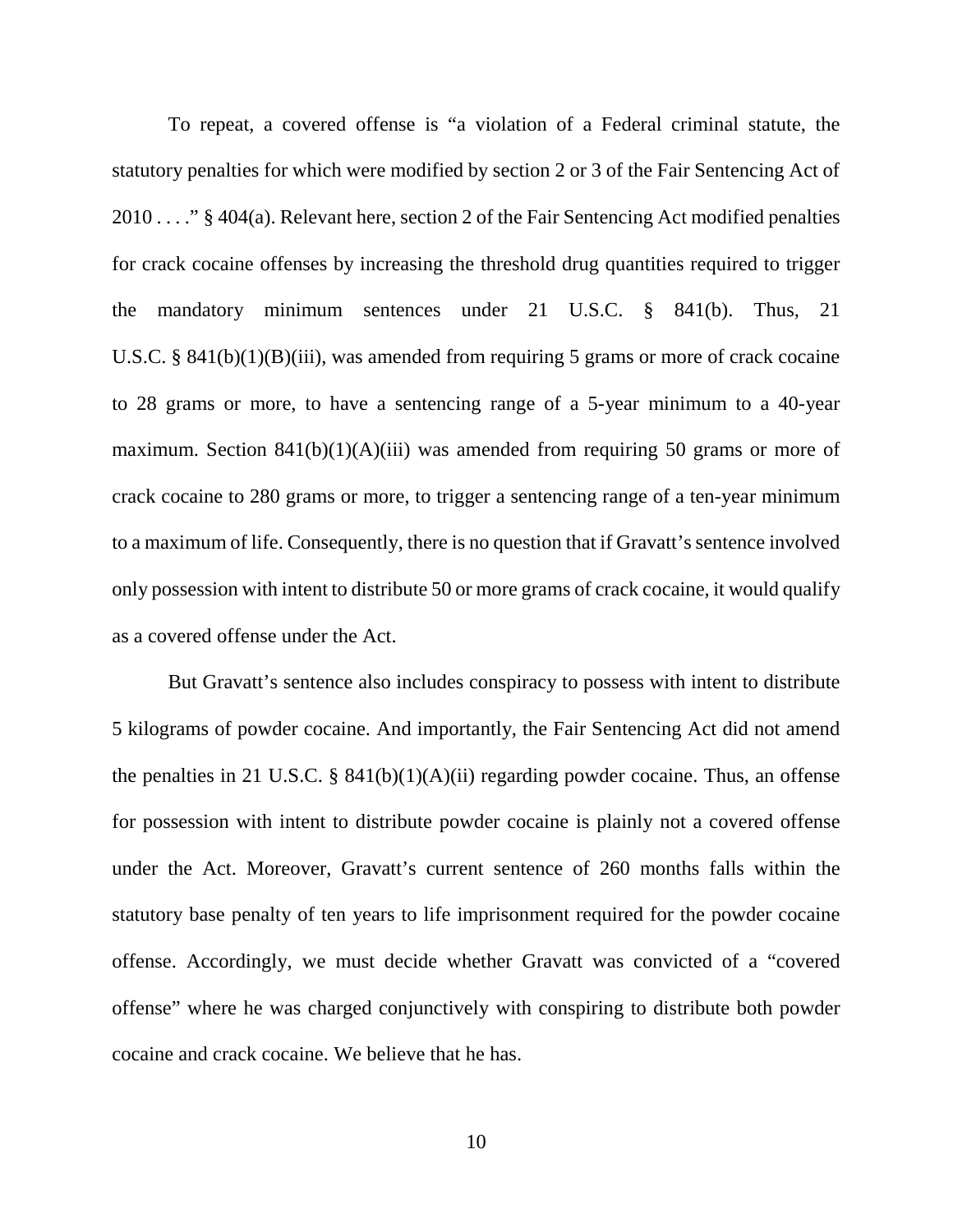To repeat, a covered offense is "a violation of a Federal criminal statute, the statutory penalties for which were modified by section 2 or 3 of the Fair Sentencing Act of 2010 . . . ." § 404(a). Relevant here, section 2 of the Fair Sentencing Act modified penalties for crack cocaine offenses by increasing the threshold drug quantities required to trigger the mandatory minimum sentences under 21 U.S.C. § 841(b). Thus, 21 U.S.C. § 841(b)(1)(B)(iii), was amended from requiring 5 grams or more of crack cocaine to 28 grams or more, to have a sentencing range of a 5-year minimum to a 40-year maximum. Section 841(b)(1)(A)(iii) was amended from requiring 50 grams or more of crack cocaine to 280 grams or more, to trigger a sentencing range of a ten-year minimum to a maximum of life. Consequently, there is no question that if Gravatt's sentence involved only possession with intent to distribute 50 or more grams of crack cocaine, it would qualify as a covered offense under the Act.

But Gravatt's sentence also includes conspiracy to possess with intent to distribute 5 kilograms of powder cocaine. And importantly, the Fair Sentencing Act did not amend the penalties in 21 U.S.C. § 841(b)(1)(A)(ii) regarding powder cocaine. Thus, an offense for possession with intent to distribute powder cocaine is plainly not a covered offense under the Act. Moreover, Gravatt's current sentence of 260 months falls within the statutory base penalty of ten years to life imprisonment required for the powder cocaine offense. Accordingly, we must decide whether Gravatt was convicted of a "covered offense" where he was charged conjunctively with conspiring to distribute both powder cocaine and crack cocaine. We believe that he has.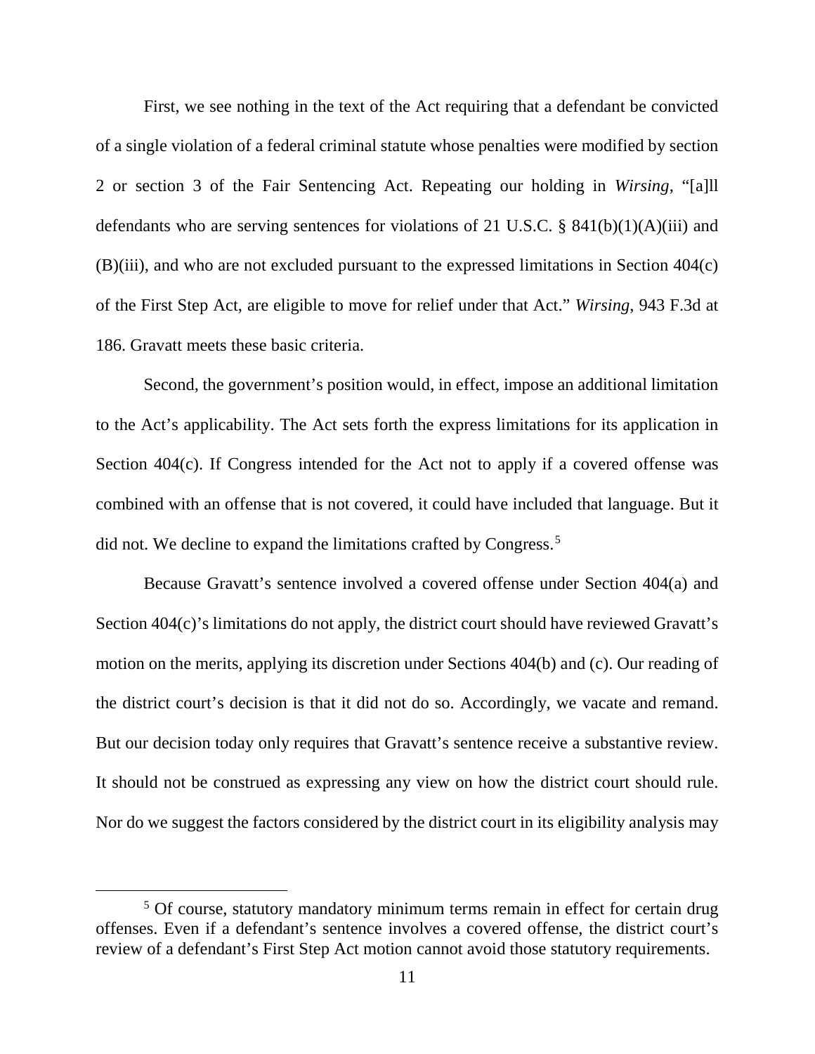First, we see nothing in the text of the Act requiring that a defendant be convicted of a single violation of a federal criminal statute whose penalties were modified by section 2 or section 3 of the Fair Sentencing Act. Repeating our holding in *Wirsing*, "[a]ll defendants who are serving sentences for violations of 21 U.S.C. § 841(b)(1)(A)(iii) and (B)(iii), and who are not excluded pursuant to the expressed limitations in Section 404(c) of the First Step Act, are eligible to move for relief under that Act." *Wirsing*, 943 F.3d at 186. Gravatt meets these basic criteria.

Second, the government's position would, in effect, impose an additional limitation to the Act's applicability. The Act sets forth the express limitations for its application in Section 404(c). If Congress intended for the Act not to apply if a covered offense was combined with an offense that is not covered, it could have included that language. But it did not. We decline to expand the limitations crafted by Congress.[5]

Because Gravatt's sentence involved a covered offense under Section 404(a) and Section 404(c)'s limitations do not apply, the district court should have reviewed Gravatt's motion on the merits, applying its discretion under Sections 404(b) and (c). Our reading of the district court's decision is that it did not do so. Accordingly, we vacate and remand. But our decision today only requires that Gravatt's sentence receive a substantive review. It should not be construed as expressing any view on how the district court should rule. Nor do we suggest the factors considered by the district court in its eligibility analysis may

[5] Of course, statutory mandatory minimum terms remain in effect for certain drug offenses. Even if a defendant's sentence involves a covered offense, the district court's review of a defendant's First Step Act motion cannot avoid those statutory requirements.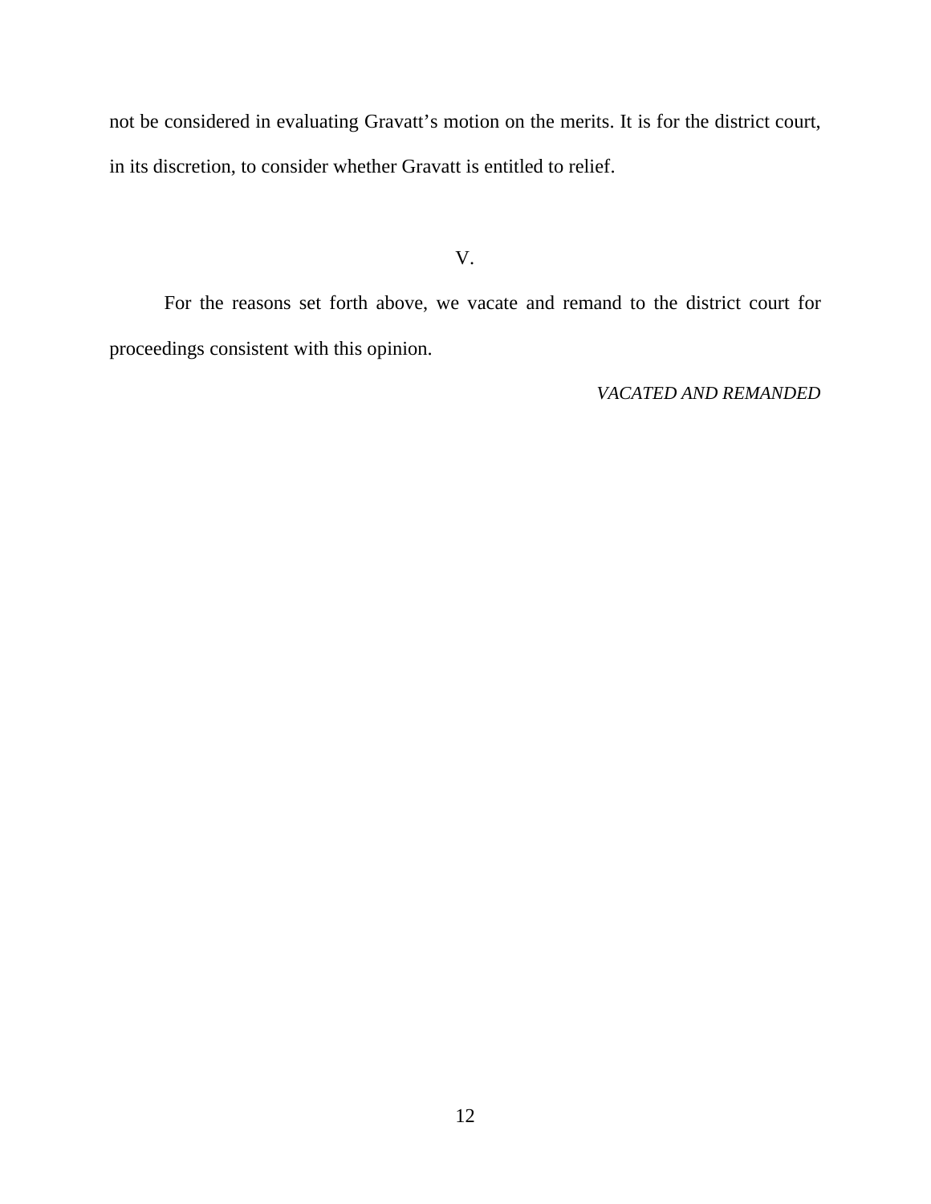not be considered in evaluating Gravatt's motion on the merits. It is for the district court, in its discretion, to consider whether Gravatt is entitled to relief.

## V.

For the reasons set forth above, we vacate and remand to the district court for proceedings consistent with this opinion.

*VACATED AND REMANDED*